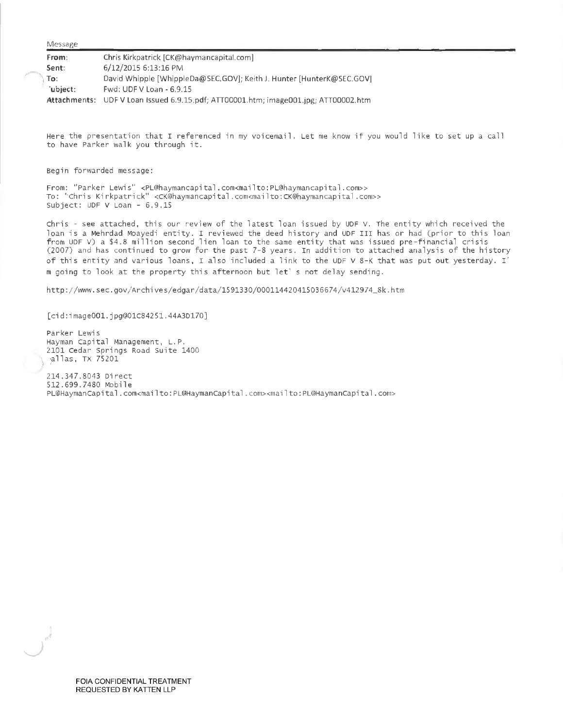Message

| | |
|---|---|
| **From:** | Chris Kirkpatrick [CK@haymancapital.com] |
| **Sent:** | 6/12/2015 6:13:16 PM |
| **To:** | David Whipple [WhippleDa@SEC.GOV]; Keith J. Hunter [HunterK@SEC.GOV] |
| **Subject:** | Fwd: UDF V Loan - 6.9.15 |
| **Attachments:** | UDF V Loan Issued 6.9.15.pdf; ATT00001.htm; image001.jpg; ATT00002.htm |

Here the presentation that I referenced in my voicemail. Let me know if you would like to set up a call to have Parker walk you through it.

Begin forwarded message:

From: "Parker Lewis" <PL@haymancapital.com<mailto:PL@haymancapital.com>>
To: "Chris Kirkpatrick" <CK@haymancapital.com<mailto:CK@haymancapital.com>>
Subject: UDF V Loan - 6.9.15

Chris - see attached, this our review of the latest loan issued by UDF V. The entity which received the loan is a Mehrdad Moayedi entity. I reviewed the deed history and UDF III has or had (prior to this loan from UDF V) a $4.8 million second lien loan to the same entity that was issued pre-financial crisis (2007) and has continued to grow for the past 7-8 years. In addition to attached analysis of the history of this entity and various loans, I also included a link to the UDF V 8-K that was put out yesterday. I'm going to look at the property this afternoon but let's not delay sending.

http://www.sec.gov/Archives/edgar/data/1591330/000114420415036674/v412974_8k.htm

[cid:image001.jpg@01C84251.44A3D170]

Parker Lewis
Hayman Capital Management, L.P.
2101 Cedar Springs Road Suite 1400
Dallas, TX 75201

214.347.8043 Direct
512.699.7480 Mobile
PL@HaymanCapital.com<mailto:PL@HaymanCapital.com><mailto:PL@HaymanCapital.com>

FOIA CONFIDENTIAL TREATMENT
REQUESTED BY KATTEN LLP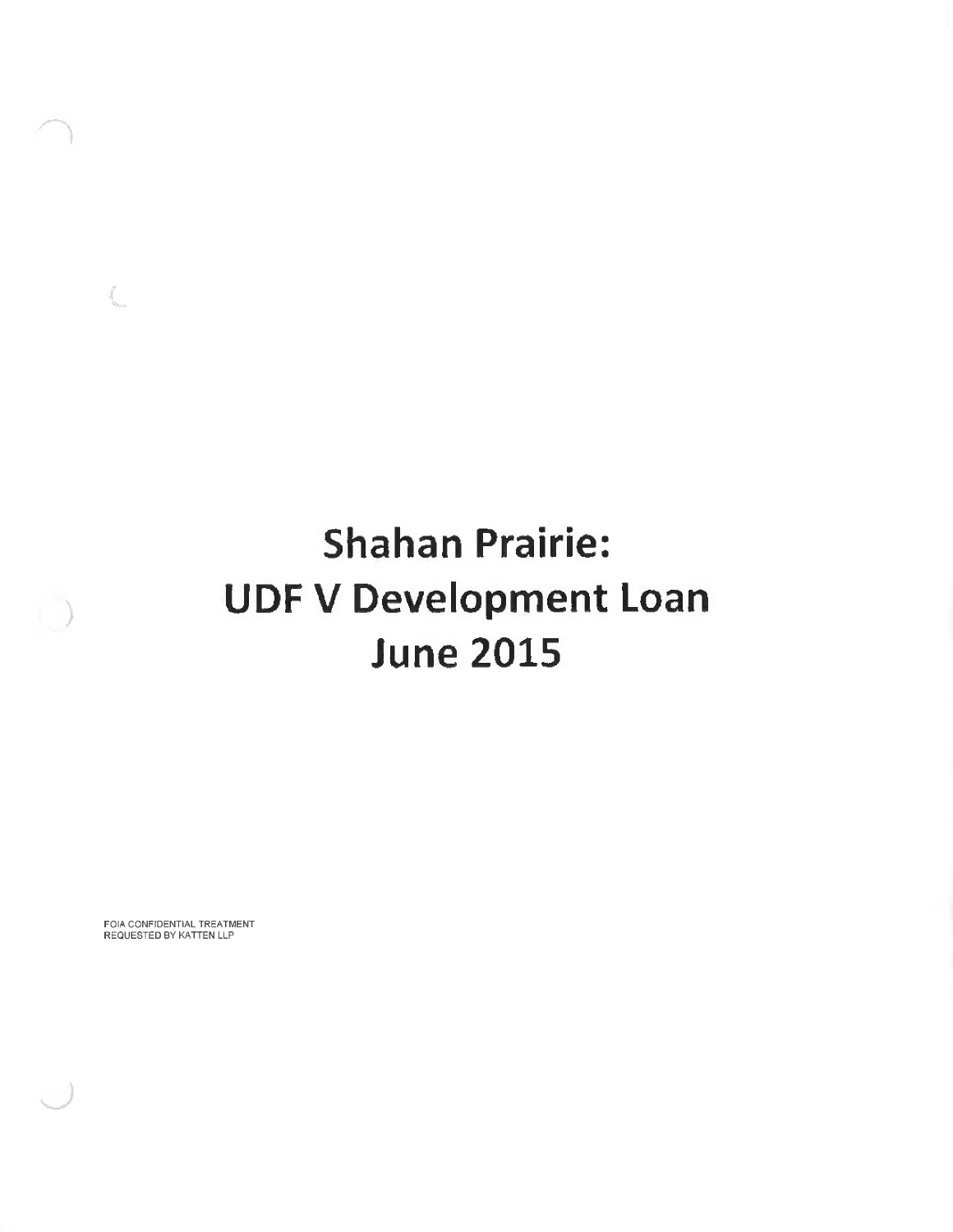# Shahan Prairie:
# UDF V Development Loan
# June 2015

FOIA CONFIDENTIAL TREATMENT
REQUESTED BY KATTEN LLP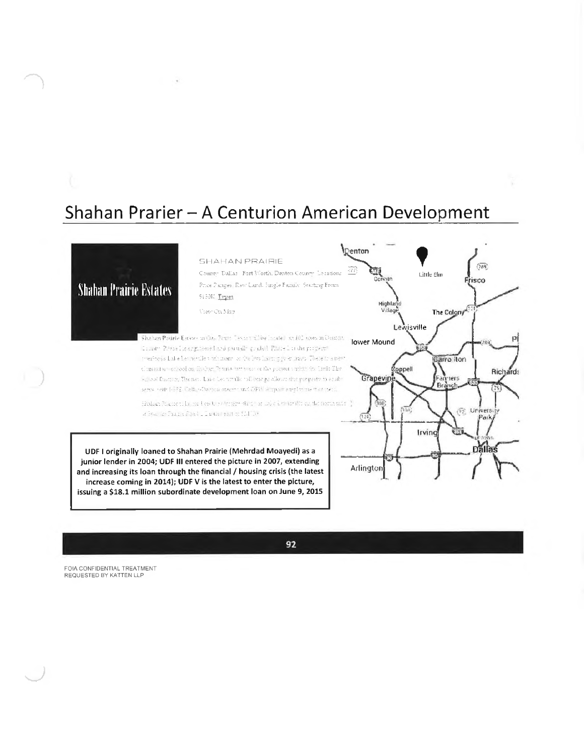## Shahan Prarier – A Centurion American Development

**Shahan Prairie Estates**

SHAHAN PRAIRIE

County: Dallas - Fort Worth, Denton County · Locations

Price Ranges: Raw Land, Single Family · Starting From $150K

View On Map

**UDF I originally loaned to Shahan Prairie (Mehrdad Moayedi) as a junior lender in 2004; UDF III entered the picture in 2007, extending and increasing its loan through the financial / housing crisis (the latest increase coming in 2014); UDF V is the latest to enter the picture, issuing a $18.1 million subordinate development loan on June 9, 2015**

FOIA CONFIDENTIAL TREATMENT REQUESTED BY KATTEN LLP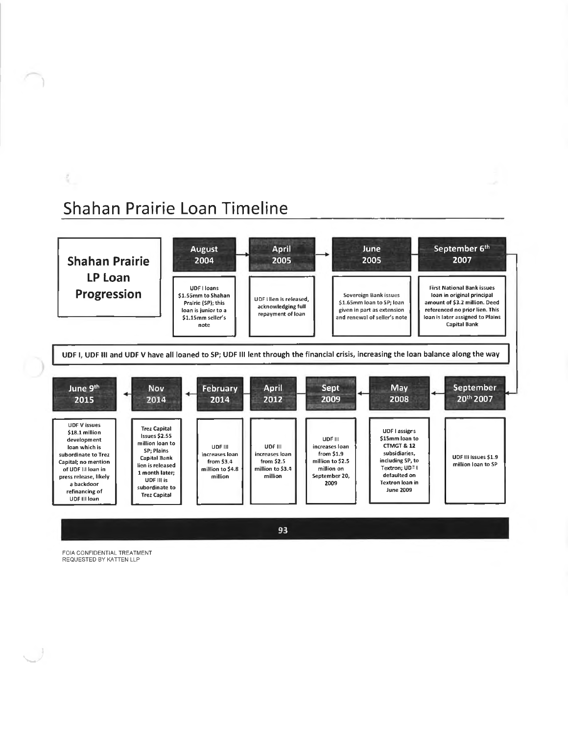# Shahan Prairie Loan Timeline

## Shahan Prairie LP Loan Progression

**August 2004**

UDF I loans $1.55mm to Shahan Prairie (SP); this loan is junior to a $1.15mm seller's note

**April 2005**

UDF I lien is released, acknowledging full repayment of loan

**June 2005**

Sovereign Bank issues $1.65mm loan to SP; loan given in part as extension and renewal of seller's note

**September 6th 2007**

First National Bank issues loan in original principal amount of $3.2 million. Deed referenced no prior lien. This loan is later assigned to Plains Capital Bank

**UDF I, UDF III and UDF V have all loaned to SP; UDF III lent through the financial crisis, increasing the loan balance along the way**

**September 20th 2007**

UDF III issues $1.9 million loan to SP

**May 2008**

UDF I assigns $15mm loan to CTMGT & 12 subsidiaries, including SP, to Textron; UDF I defaulted on Textron loan in June 2009

**Sept 2009**

UDF III increases loan from $1.9 million to $2.5 million on September 20, 2009

**April 2012**

UDF III increases loan from $2.5 million to $3.4 million

**February 2014**

UDF III increases loan from $3.4 million to $4.8 million

**Nov 2014**

Trez Capital issues $2.55 million loan to SP; Plains Capital Bank lien is released 1 month later; UDF III is subordinate to Trez Capital

**June 9th 2015**

UDF V issues $18.1 million development loan which is subordinate to Trez Capital; no mention of UDF III loan in press release, likely a backdoor refinancing of UDF III loan

FOIA CONFIDENTIAL TREATMENT REQUESTED BY KATTEN LLP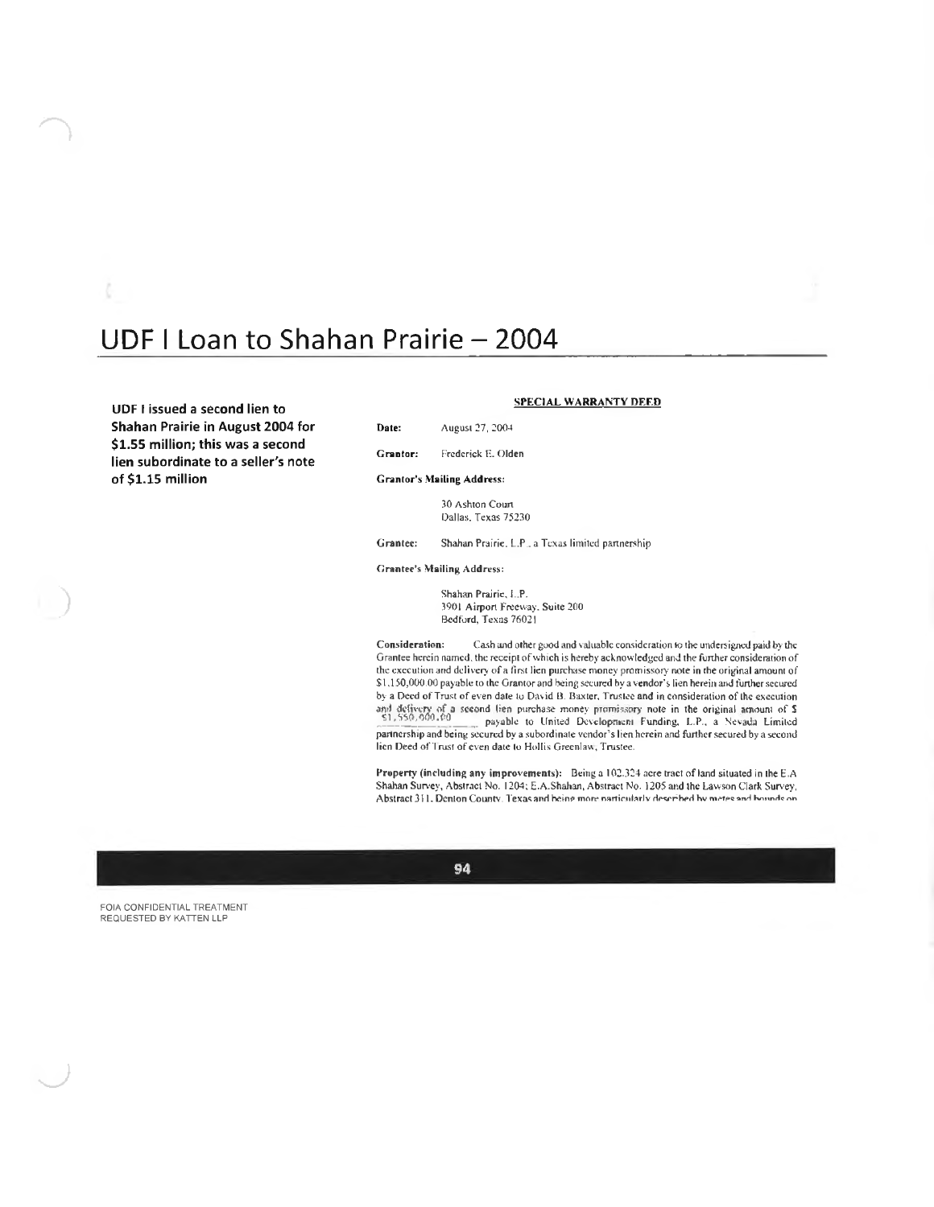# UDF I Loan to Shahan Prairie – 2004

**UDF I issued a second lien to Shahan Prairie in August 2004 for $1.55 million; this was a second lien subordinate to a seller's note of $1.15 million**

**SPECIAL WARRANTY DEED**

**Date:** August 27, 2004

**Grantor:** Frederick E. Olden

**Grantor's Mailing Address:**

30 Ashton Court
Dallas, Texas 75230

**Grantee:** Shahan Prairie, L.P., a Texas limited partnership

**Grantee's Mailing Address:**

Shahan Prairie, L.P.
3901 Airport Freeway, Suite 200
Bedford, Texas 76021

**Consideration:** Cash and other good and valuable consideration to the undersigned paid by the Grantee herein named, the receipt of which is hereby acknowledged and the further consideration of the execution and delivery of a first lien purchase money promissory note in the original amount of $1,150,000.00 payable to the Grantor and being secured by a vendor's lien herein and further secured by a Deed of Trust of even date to David B. Baxter, Trustee and in consideration of the execution and delivery of a second lien purchase money promissory note in the original amount of $ 1,550,000.00 payable to United Development Funding, L.P., a Nevada Limited partnership and being secured by a subordinate vendor's lien herein and further secured by a second lien Deed of Trust of even date to Hollis Greenlaw, Trustee.

**Property (including any improvements):** Being a 102.324 acre tract of land situated in the E.A Shahan Survey, Abstract No. 1204; E.A.Shahan, Abstract No. 1205 and the Lawson Clark Survey, Abstract 311, Denton County, Texas and being more particularly described by metes and bounds on

FOIA CONFIDENTIAL TREATMENT REQUESTED BY KATTEN LLP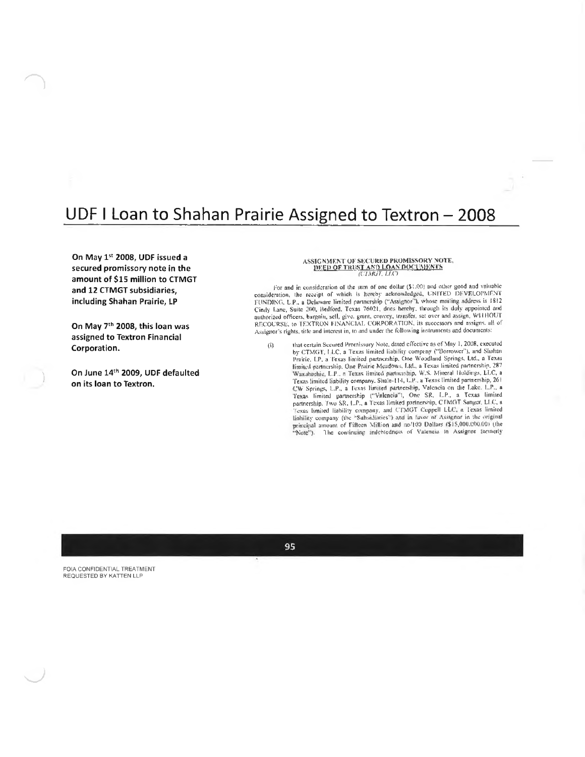# UDF I Loan to Shahan Prairie Assigned to Textron – 2008

**On May 1st 2008, UDF issued a secured promissory note in the amount of $15 million to CTMGT and 12 CTMGT subsidiaries, including Shahan Prairie, LP**

**On May 7th 2008, this loan was assigned to Textron Financial Corporation.**

**On June 14th 2009, UDF defaulted on its loan to Textron.**

ASSIGNMENT OF SECURED PROMISSORY NOTE, DEED OF TRUST AND LOAN DOCUMENTS
*(CTMGT, LLC)*

For and in consideration of the sum of one dollar ($1.00) and other good and valuable consideration, the receipt of which is hereby acknowledged, UNITED DEVELOPMENT FUNDING, L.P., a Delaware limited partnership ("Assignor"), whose mailing address is 1812 Cindy Lane, Suite 200, Bedford, Texas 76021, does hereby, through its duly appointed and authorized officers, bargain, sell, give, grant, convey, transfer, set over and assign, WITHOUT RECOURSE, to TEXTRON FINANCIAL CORPORATION, its successors and assigns, all of Assignor's rights, title and interest in, to and under the following instruments and documents:

(i) that certain Secured Promissory Note, dated effective as of May 1, 2008, executed by CTMGT, LLC, a Texas limited liability company ("Borrower"), and Shahan Prairie, LP, a Texas limited partnership, One Woodland Springs, Ltd., a Texas limited partnership, One Prairie Meadows, Ltd., a Texas limited partnership, 287 Waxahachie, L.P., a Texas limited partnership, W.S. Mineral Holdings, LLC, a Texas limited liability company, Shale-114, L.P., a Texas limited partnership, 261 CW Springs, L.P., a Texas limited partnership, Valencia on the Lake, L.P., a Texas limited partnership ("Valencia"), One SR, L.P., a Texas limited partnership, Two SR, L.P., a Texas limited partnership, CTMGT Sanger, LLC, a Texas limited liability company, and CTMGT Coppell LLC, a Texas limited liability company (the "Subsidiaries") and in favor of Assignor in the original principal amount of Fifteen Million and no/100 Dollars ($15,000,000.00) (the "Note"). The continuing indebtedness of Valencia to Assignor formerly

FOIA CONFIDENTIAL TREATMENT REQUESTED BY KATTEN LLP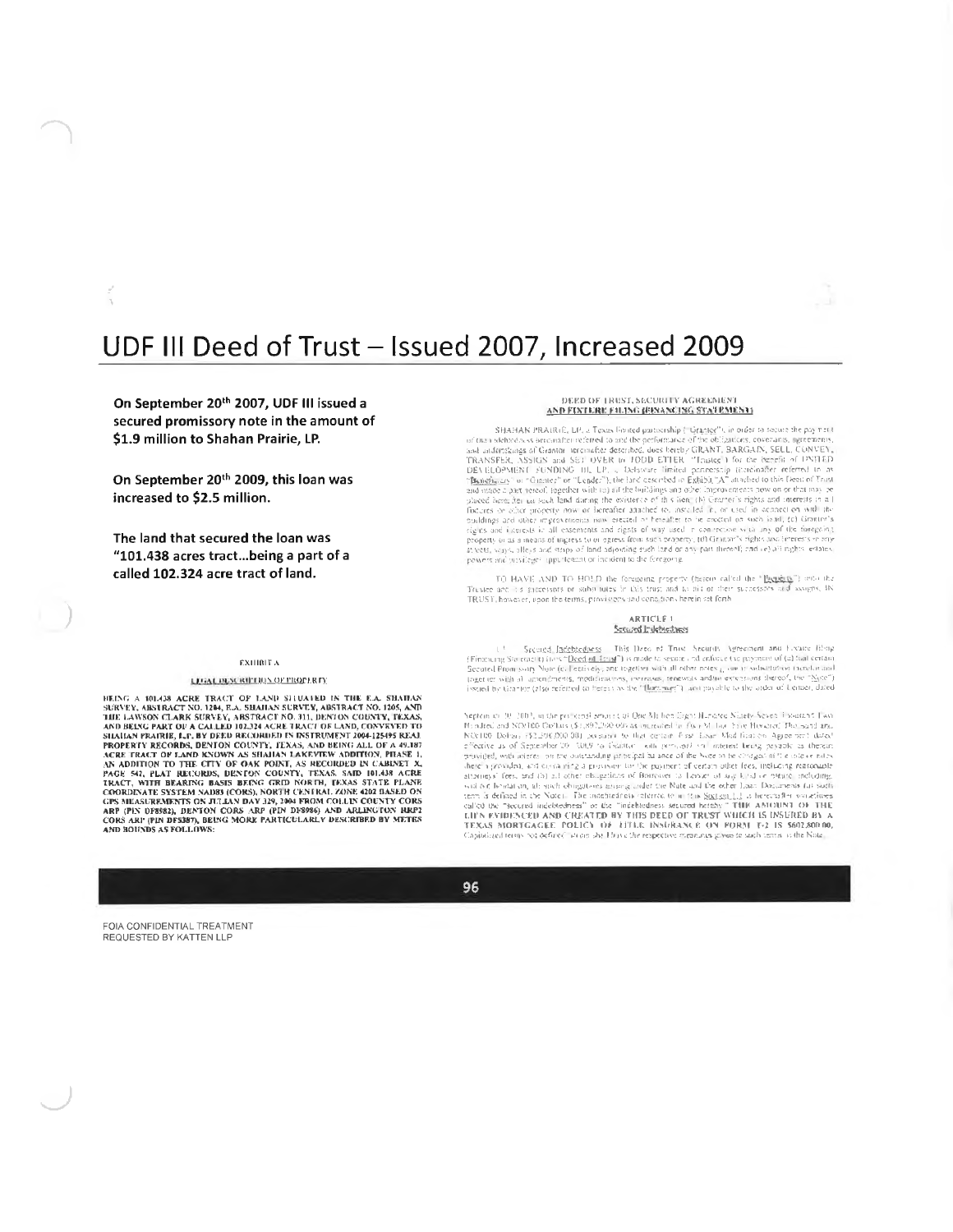# UDF III Deed of Trust – Issued 2007, Increased 2009

**On September 20th 2007, UDF III issued a secured promissory note in the amount of $1.9 million to Shahan Prairie, LP.**

**On September 20th 2009, this loan was increased to $2.5 million.**

**The land that secured the loan was "101.438 acres tract…being a part of a called 102.324 acre tract of land.**

### DEED OF TRUST, SECURITY AGREEMENT AND FIXTURE FILING (FINANCING STATEMENT)

SHAHAN PRAIRIE, LP, a Texas limited partnership ("Grantor"), in order to secure the payment of the indebtedness hereinafter referred to and the performance of the obligations, covenants, agreements, and undertakings of Grantor hereinafter described, does hereby GRANT, BARGAIN, SELL, CONVEY, TRANSFER, ASSIGN and SET OVER to TODD ETTER ("Trustee") for the benefit of UNITED DEVELOPMENT FUNDING III, LP, a Delaware limited partnership (hereinafter referred to as "Beneficiary" or "Grantee" or "Lender"), the land described in Exhibit "A" attached to this Deed of Trust and made a part hereof, together with (a) all the buildings and other improvements now on or that may be placed hereafter on such land during the existence of this lien; (b) Grantor's rights and interests in all fixtures or other property now or hereafter attached to, installed in, or used in connection with the buildings and other improvements now erected or hereafter to be erected on such land; (c) Grantor's rights and interests in all easements and rights of way used in connection with any of the foregoing property or as a means of ingress to or egress from such property; (d) Grantor's rights and interests in any streets, ways, alleys and strips of land adjoining such land or any part thereof; and (e) all rights, estates, powers and privileges appurtenant or incident to the foregoing.

TO HAVE AND TO HOLD the foregoing property (herein called the "Property") unto the Trustee and its successors or substitutes in this trust, and to its or their successors and assigns, IN TRUST, however, upon the terms, provisions and conditions herein set forth.

### ARTICLE 1
### Secured Indebtedness

1.1 Secured Indebtedness. This Deed of Trust, Security Agreement and Fixture Filing (Financing Statement) (this "Deed of Trust") is made to secure and enforce the payment of (a) that certain Secured Promissory Note (collectively, and together with all other notes given in substitution therefor and together with all amendments, modifications, increases, renewals and/or extensions thereof, the "Note") issued by Grantor (also referred to herein as the "Borrower"), and payable to the order of Lender, dated September 20, 2007, in the principal amount of One Million Eight Hundred Ninety Seven Thousand Two Hundred and NO/100 Dollars ($1,897,200.00), as increased to Two Million Five Hundred Thousand and NO/100 Dollars ($2,500,000.00) pursuant to that certain First Loan Modification Agreement dated effective as of September 20, 2009 by Grantor, with principal and interest being payable as therein provided, with interest on the outstanding principal balance of the Note to be charged at the rate or rates therein provided, and containing a provision for the payment of certain other fees, including reasonable attorneys' fees, and (b) all other obligations of Borrower to Lender of any kind or nature, including, without limitation, all such obligations arising under the Note and the other Loan Documents (as such term is defined in the Note). The indebtedness referred to in this Section 1.1 is hereinafter sometimes called the "Secured Indebtedness" or the "indebtedness secured hereby." THE AMOUNT OF THE LIEN EVIDENCED AND CREATED BY THIS DEED OF TRUST WHICH IS INSURED BY A TEXAS MORTGAGEE POLICY OF TITLE INSURANCE ON FORM T-2 IS $602,800.00. Capitalized terms not defined herein shall have the respective meanings given to such terms in the Note.

### EXHIBIT A

### LEGAL DESCRIPTION OF PROPERTY

BEING A 101.438 ACRE TRACT OF LAND SITUATED IN THE E.A. SHAHAN SURVEY, ABSTRACT NO. 1204, E.A. SHAHAN SURVEY, ABSTRACT NO. 1205, AND THE LAWSON CLARK SURVEY, ABSTRACT NO. 311, DENTON COUNTY, TEXAS, AND BEING PART OF A CALLED 102.324 ACRE TRACT OF LAND, CONVEYED TO SHAHAN PRAIRIE, L.P. BY DEED RECORDED IN INSTRUMENT 2004-125495 REAL PROPERTY RECORDS, DENTON COUNTY, TEXAS, AND BEING ALL OF A 49.187 ACRE TRACT OF LAND KNOWN AS SHAHAN LAKEVIEW ADDITION, PHASE 1, AN ADDITION TO THE CITY OF OAK POINT, AS RECORDED IN CABINET X, PAGE 547, PLAT RECORDS, DENTON COUNTY, TEXAS. SAID 101.438 ACRE TRACT, WITH BEARING BASIS BEING GRID NORTH, TEXAS STATE PLANE COORDINATE SYSTEM NAD83 (CORS), NORTH CENTRAL ZONE 4202 BASED ON GPS MEASUREMENTS ON JULIAN DAY 329, 2004 FROM COLLIN COUNTY CORS ARP (PIN DF8982), DENTON CORS ARP (PIN DF8986) AND ARLINGTON RRP2 CORS ARP (PIN DF5387), BEING MORE PARTICULARLY DESCRIBED BY METES AND BOUNDS AS FOLLOWS:

FOIA CONFIDENTIAL TREATMENT REQUESTED BY KATTEN LLP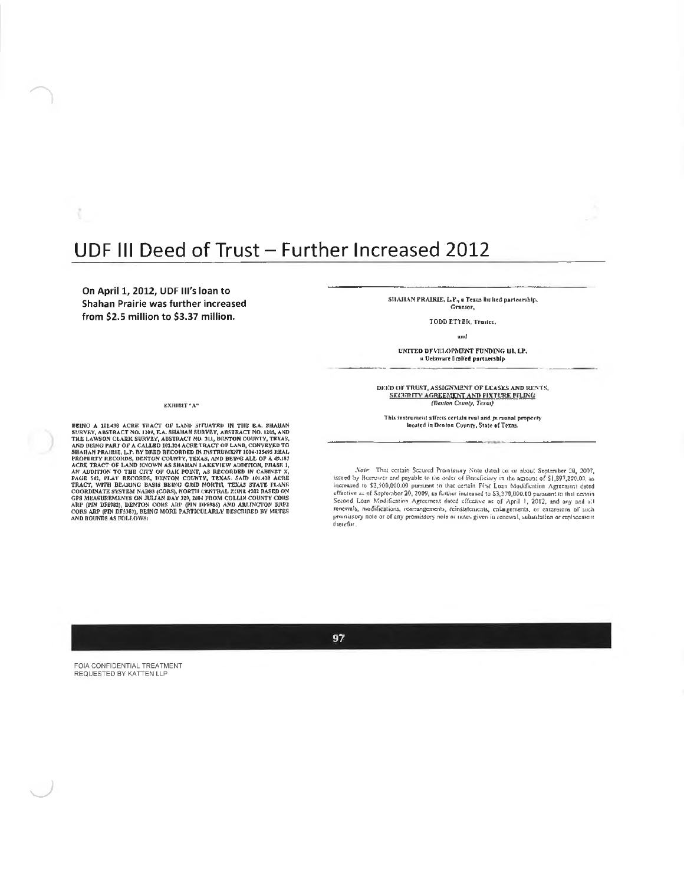# UDF III Deed of Trust – Further Increased 2012

**On April 1, 2012, UDF III's loan to Shahan Prairie was further increased from $2.5 million to $3.37 million.**

SHAHAN PRAIRIE, L.P., a Texas limited partnership,
Grantor,

TODD ETTER, Trustee,

and

UNITED DEVELOPMENT FUNDING III, LP,
a Delaware limited partnership

DEED OF TRUST, ASSIGNMENT OF LEASES AND RENTS,
SECURITY AGREEMENT AND FIXTURE FILING
*(Denton County, Texas)*

This instrument affects certain real and personal property located in Denton County, State of Texas.

*Note* That certain Secured Promissory Note dated on or about September 20, 2007, issued by Borrower and payable to the order of Beneficiary in the amount of $1,897,200.00, as increased to $2,500,000.00 pursuant to that certain First Loan Modification Agreement dated effective as of September 20, 2009, as further increased to $3,370,000.00 pursuant to that certain Second Loan Modification Agreement dated effective as of April 1, 2012, and any and all renewals, modifications, rearrangements, reinstatements, enlargements, or extensions of such promissory note or of any promissory note or notes given in renewal, substitution or replacement therefor.

EXHIBIT "A"

BEING A 101.438 ACRE TRACT OF LAND SITUATED IN THE E.A. SHAHAN SURVEY, ABSTRACT NO. 1204, E.A. SHAHAN SURVEY, ABSTRACT NO. 1205, AND THE LAWSON CLARK SURVEY, ABSTRACT NO. 311, DENTON COUNTY, TEXAS, AND BEING PART OF A CALLED 101.324 ACRE TRACT OF LAND, CONVEYED TO SHAHAN PRAIRIE, L.P. BY DEED RECORDED IN INSTRUMENT 2004-125495 REAL PROPERTY RECORDS, DENTON COUNTY, TEXAS, AND BEING ALL OF A 49.187 ACRE TRACT OF LAND KNOWN AS SHAHAN LAKEVIEW ADDITION, PHASE 1, AN ADDITION TO THE CITY OF OAK POINT, AS RECORDED IN CABINET X, PAGE 542, PLAT RECORDS, DENTON COUNTY, TEXAS. SAID 101.438 ACRE TRACT, WITH BEARING BASIS BEING GRID NORTH, TEXAS STATE PLANE COORDINATE SYSTEM NAD83 (CORS), NORTH CENTRAL ZONE 4202 BASED ON GPS MEASUREMENTS ON JULIAN DAY 329, 2004 FROM COLLIN COUNTY CORS ARP (PIN DF8982), DENTON CORS ARP (PIN DF8986) AND ARLINGTON RRP2 CORS ARP (PIN DF5387), BEING MORE PARTICULARLY DESCRIBED BY METES AND BOUNDS AS FOLLOWS:

FOIA CONFIDENTIAL TREATMENT REQUESTED BY KATTEN LLP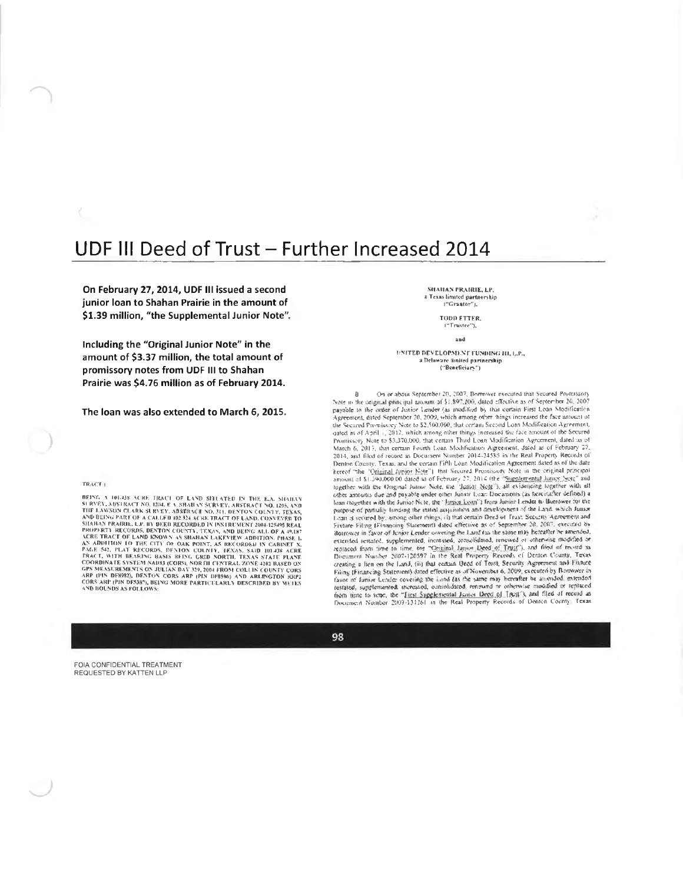# UDF III Deed of Trust – Further Increased 2014

**On February 27, 2014, UDF III issued a second junior loan to Shahan Prairie in the amount of $1.39 million, "the Supplemental Junior Note".**

**Including the "Original Junior Note" in the amount of $3.37 million, the total amount of promissory notes from UDF III to Shahan Prairie was $4.76 million as of February 2014.**

**The loan was also extended to March 6, 2015.**

SHAHAN PRAIRIE, LP,
a Texas limited partnership
("Grantor"),

TODD ETTER,
("Trustee"),

and

UNITED DEVELOPMENT FUNDING III, L.P.,
a Delaware limited partnership
("Beneficiary")

B. On or about September 20, 2007, Borrower executed that Secured Promissory Note in the original principal amount of $1,897,200, dated effective as of September 20, 2007 payable to the order of Junior Lender (as modified by that certain First Loan Modification Agreement, dated September 20, 2009, which among other things increased the face amount of the Secured Promissory Note to $2,500,000, that certain Second Loan Modification Agreement, dated as of April 1, 2012, which among other things increased the face amount of the Secured Promissory Note to $3,370,000, that certain Third Loan Modification Agreement, dated as of March 6, 2013, that certain Fourth Loan Modification Agreement, dated as of February 27, 2014, and filed of record as Document Number 2014-24585 in the Real Property Records of Denton County, Texas, and the certain Fifth Loan Modification Agreement dated as of the date hereof "the "Original Junior Note") that Secured Promissory Note in the original principal amount of $1,390,000.00 dated as of February 27, 2014 (the "Supplemental Junior Note" and together with the Original Junior Note, the "Junior Note"), all evidencing together with all other amounts due and payable under other Junior Loan Documents (as hereinafter defined) a loan (together with the Junior Note, the "Junior Loan") from Junior Lender to Borrower for the purpose of partially funding the initial acquisition and development of the Land, which Junior Loan is secured by, among other things, (i) that certain Deed of Trust, Security Agreement and Fixture Filing (Financing Statement) dated effective as of September 20, 2007, executed by Borrower in favor of Junior Lender covering the Land (as the same may hereafter be amended, extended restated, supplemented, increased, consolidated, renewed or otherwise modified or replaced from time to time, the "Original Junior Deed of Trust"), and filed of record as Document Number 2007-120597 in the Real Property Records of Denton County, Texas creating a lien on the Land, (ii) that certain Deed of Trust, Security Agreement and Fixture Filing (Financing Statement) dated effective as of November 6, 2009, executed by Borrower in favor of Junior Lender covering the Land (as the same may hereafter be amended, extended restated, supplemented, increased, consolidated, renewed or otherwise modified or replaced from time to time, the "First Supplemental Junior Deed of Trust"), and filed of record as Document Number 2009-131261 in the Real Property Records of Denton County, Texas

TRACT 1:

BEING A 101.438 ACRE TRACT OF LAND SITUATED IN THE E.A. SHAHAN SURVEY, ABSTRACT NO. 1204, E.A. SHAHAN SURVEY, ABSTRACT NO. 1295, AND THE LAWSON CLARK SURVEY, ABSTRACT NO. 311, DENTON COUNTY, TEXAS, AND BEING PART OF A CALLED 102.324 ACRE TRACT OF LAND, CONVEYED TO SHAHAN PRAIRIE, L.P. BY DEED RECORDED IN INSTRUMENT 2004-125495 REAL PROPERTY RECORDS, DENTON COUNTY, TEXAS, AND BEING ALL OF A 49.187 ACRE TRACT OF LAND KNOWN AS SHAHAN LAKEVIEW ADDITION, PHASE 1, AN ADDITION TO THE CITY OF OAK POINT, AS RECORDED IN CABINET X, PAGE 542, PLAT RECORDS, DENTON COUNTY, TEXAS. SAID 101.438 ACRE TRACT, WITH BEARING BASIS BEING GRID NORTH, TEXAS STATE PLANE COORDINATE SYSTEM NAD83 (CORS), NORTH CENTRAL ZONE 4202 BASED ON GPS MEASUREMENTS ON JULIAN DAY 329, 2004 FROM COLLIN COUNTY CORS ARP (PIN DF8982), DENTON CORS ARP (PIN DF8986) AND ARLINGTON RRP2 CORS ARP (PIN DF5387), BEING MORE PARTICULARLY DESCRIBED BY METES AND BOUNDS AS FOLLOWS:

FOIA CONFIDENTIAL TREATMENT
REQUESTED BY KATTEN LLP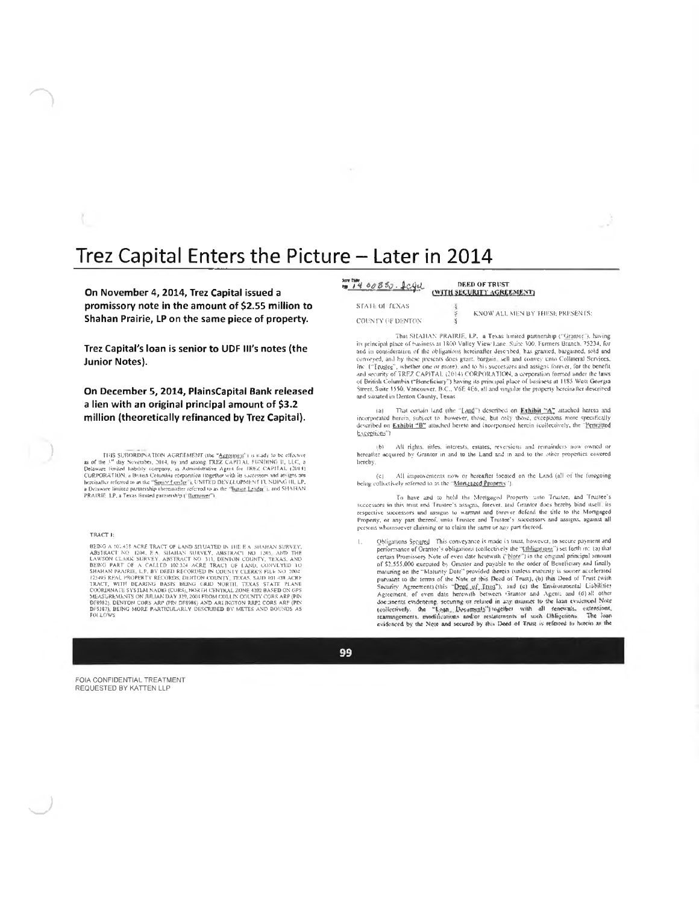# Trez Capital Enters the Picture – Later in 2014

**On November 4, 2014, Trez Capital issued a promissory note in the amount of $2.55 million to Shahan Prairie, LP on the same piece of property.**

**Trez Capital's loan is senior to UDF III's notes (the Junior Notes).**

**On December 5, 2014, PlainsCapital Bank released a lien with an original principal amount of $3.2 million (theoretically refinanced by Trez Capital).**

THIS SUBORDINATION AGREEMENT (the "Agreement") is made to be effective as of the 1st day November, 2014, by and among TREZ CAPITAL FUNDING II, LLC, a Delaware limited liability company, as Administrative Agent for TREZ CAPITAL (2014) CORPORATION, a British Columbia corporation (together with its successors and assigns are hereinafter referred to as the "Senior Lender"), UNITED DEVELOPMENT FUNDING III, LP, a Delaware limited partnership (hereinafter referred to as the "Junior Lender"), and SHAHAN PRAIRIE, LP, a Texas limited partnership ("Borrower").

TRACT 1:

BEING A 101.438 ACRE TRACT OF LAND SITUATED IN THE E.A. SHAHAN SURVEY, ABSTRACT NO. 1204, E.A. SHAHAN SURVEY, ABSTRACT NO. 1205, AND THE LAWSON CLARK SURVEY, ABSTRACT NO. 311, DENTON COUNTY, TEXAS, AND BEING PART OF A CALLED 102.324 ACRE TRACT OF LAND, CONVEYED TO SHAHAN PRAIRIE, L.P. BY DEED RECORDED IN COUNTY CLERK'S FILE NO. 2004-125495 REAL PROPERTY RECORDS, DENTON COUNTY, TEXAS. SAID 101.438 ACRE TRACT, WITH BEARING BASIS BEING GRID NORTH, TEXAS STATE PLANE COORDINATE SYSTEM NAD83 (CORS), NORTH CENTRAL ZONE 4202 BASED ON GPS MEASUREMENTS ON JULIAN DAY 329, 2004 FROM COLLIN COUNTY CORS ARP (PIN DF8982), DENTON CORS ARP (PIN DF8986) AND ARLINGTON RRP2 CORS ARP (PIN DF5387), BEING MORE PARTICULARLY DESCRIBED BY METES AND BOUNDS AS FOLLOWS

14 00850 Acqu

**DEED OF TRUST**
**(WITH SECURITY AGREEMENT)**

STATE OF TEXAS §
§ KNOW ALL MEN BY THESE PRESENTS:
COUNTY OF DENTON §

That SHAHAN PRAIRIE, L.P., a Texas limited partnership ("Grantor"), having its principal place of business at 1800 Valley View Lane, Suite 300, Farmers Branch, 75234, for and in consideration of the obligations hereinafter described, has granted, bargained, sold and conveyed, and by these presents does grant, bargain, sell and convey unto Collateral Services, Inc. ("Trustee", whether one or more), and to his successors and assigns forever, for the benefit and security of TREZ CAPITAL (2014) CORPORATION, a corporation formed under the laws of British Columbia ("Beneficiary") having its principal place of business at 1185 West Georgia Street, Suite 1550, Vancouver, B.C., V6E 4E6, all and singular the property hereinafter described and situated in Denton County, Texas:

(a) That certain land (the "Land") described on **Exhibit "A"** attached hereto and incorporated herein, subject to, however, those, but only those, exceptions more specifically described on **Exhibit "B"** attached hereto and incorporated herein (collectively, the "Permitted Exceptions").

(b) All rights, titles, interests, estates, reversions and remainders now owned or hereafter acquired by Grantor in and to the Land and in and to the other properties covered hereby.

(c) All improvements now or hereafter located on the Land (all of the foregoing being collectively referred to as the "Mortgaged Property").

To have and to hold the Mortgaged Property unto Trustee, and Trustee's successors in this trust and Trustee's assigns, forever, and Grantor does hereby bind itself, its respective successors and assigns to warrant and forever defend the title to the Mortgaged Property, or any part thereof, unto Trustee and Trustee's successors and assigns, against all persons whomsoever claiming or to claim the same or any part thereof.

1. Obligations Secured. This conveyance is made in trust, however, to secure payment and performance of Grantor's obligations (collectively the "Obligations") set forth in: (a) that certain Promissory Note of even date herewith ("Note") in the original principal amount of $2,555,000 executed by Grantor and payable to the order of Beneficiary and finally maturing on the "Maturity Date" provided therein (unless maturity is sooner accelerated pursuant to the terms of the Note or this Deed of Trust), (b) this Deed of Trust (with Security Agreement) (this "Deed of Trust"), and (c) the Environmental Liabilities Agreement, of even date herewith between Grantor and Agent; and (d) all other documents evidencing, securing or related in any manner to the loan evidenced Note (collectively, the "Loan Documents") together with all renewals, extensions, rearrangements, modifications and/or restatements of such Obligations. The loan evidenced by the Note and secured by this Deed of Trust is referred to herein as the

FOIA CONFIDENTIAL TREATMENT
REQUESTED BY KATTEN LLP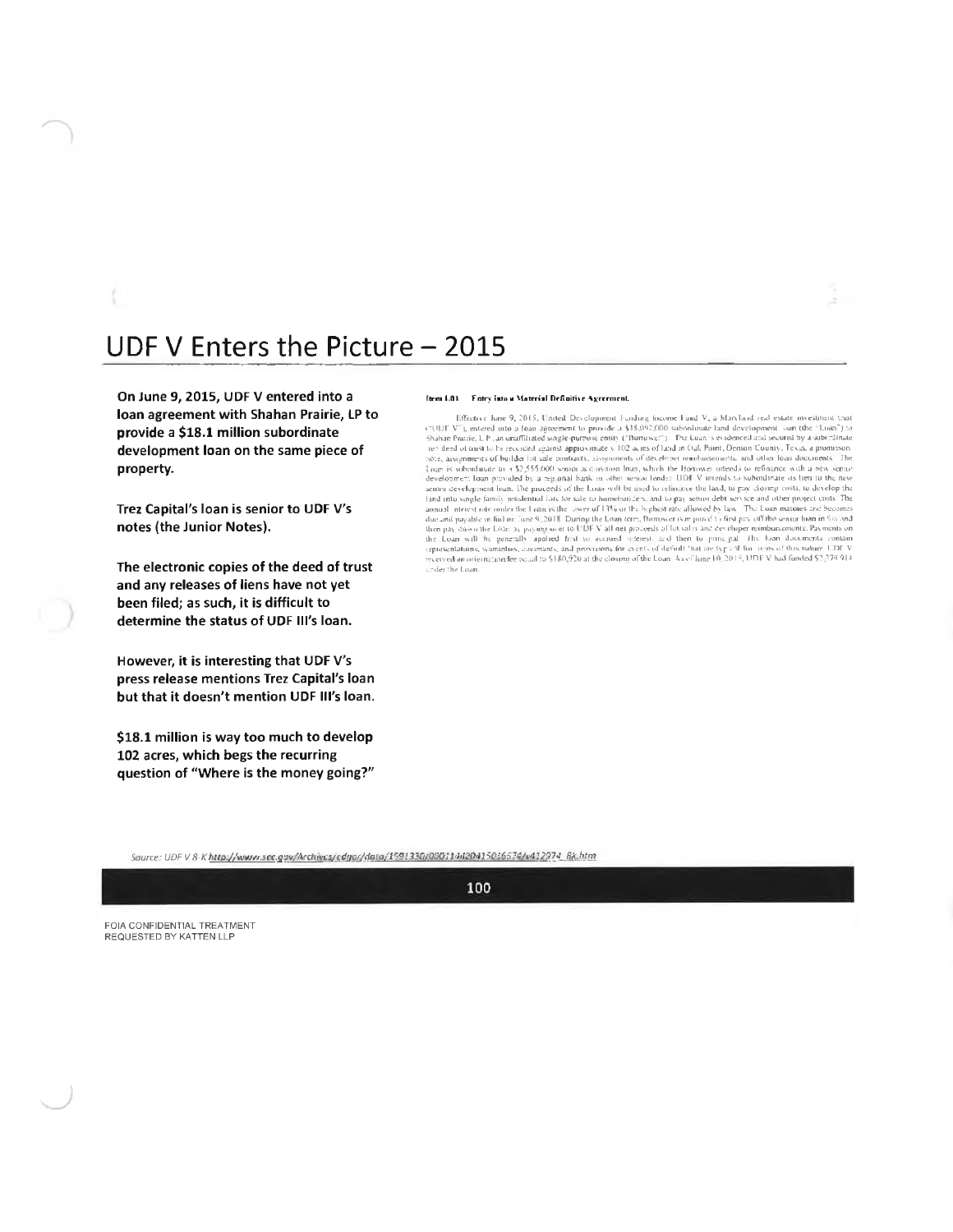# UDF V Enters the Picture – 2015

**On June 9, 2015, UDF V entered into a loan agreement with Shahan Prairie, LP to provide a $18.1 million subordinate development loan on the same piece of property.**

**Trez Capital's loan is senior to UDF V's notes (the Junior Notes).**

**The electronic copies of the deed of trust and any releases of liens have not yet been filed; as such, it is difficult to determine the status of UDF III's loan.**

**However, it is interesting that UDF V's press release mentions Trez Capital's loan but that it doesn't mention UDF III's loan.**

**$18.1 million is way too much to develop 102 acres, which begs the recurring question of "Where is the money going?"**

**Item 1.01 Entry into a Material Definitive Agreement.**

Effective June 9, 2015, United Development Funding Income Fund V, a Maryland real estate investment trust ("UDF V"), entered into a loan agreement to provide a $18,092,000 subordinate land development loan (the "Loan") to Shahan Prairie, L.P., an unaffiliated single-purpose entity ("Borrower"). The Loan is evidenced and secured by a subordinate lien deed of trust to be recorded against approximately 102 acres of land in Oak Point, Denton County, Texas, a promissory note, assignments of builder lot sale contracts, assignments of developer reimbursements, and other loan documents. The Loan is subordinate to a $2,555,000 senior acquisition loan, which the Borrower intends to refinance with a new senior development loan provided by a regional bank or other senior lender. UDF V intends to subordinate its lien to the new senior development loan. The proceeds of the Loan will be used to refinance the land, to pay closing costs, to develop the land into single family residential lots for sale to homebuilders, and to pay senior debt service and other project costs. The annual interest rate under the Loan is the lower of 13% or the highest rate allowed by law. The Loan matures and becomes due and payable in full on June 9, 2018. During the Loan term, Borrower is required to first pay off the senior loan in full and then pay down the Loan by paying over to UDF V all net proceeds of lot sales and developer reimbursements. Payments on the Loan will be generally applied first to accrued interest and then to principal. The loan documents contain representations, warranties, covenants, and provisions for events of default that are typical for loans of this nature. UDF V received an origination fee equal to $180,920 at the closing of the Loan. As of June 10, 2015, UDF V had funded $2,279,914 under the Loan.

*Source: UDF V 8-K http://www.sec.gov/Archives/edgar/data/1591330/000114420415036574/v412974_8k.htm*

FOIA CONFIDENTIAL TREATMENT REQUESTED BY KATTEN LLP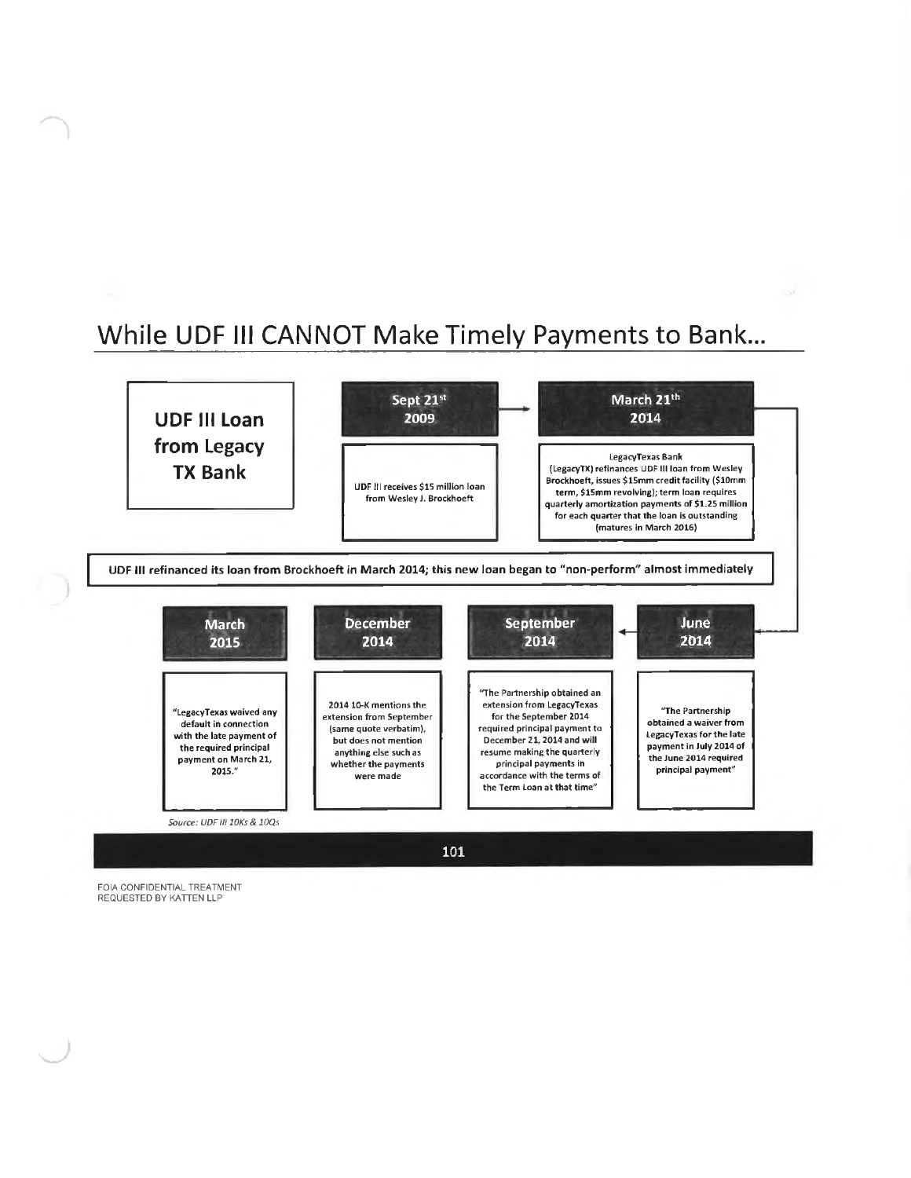# While UDF III CANNOT Make Timely Payments to Bank...

## UDF III Loan from Legacy TX Bank

**Sept 21st 2009**

UDF III receives $15 million loan from Wesley J. Brockhoeft

**March 21th 2014**

LegacyTexas Bank (LegacyTX) refinances UDF III loan from Wesley Brockhoeft, issues $15mm credit facility ($10mm term, $15mm revolving); term loan requires quarterly amortization payments of $1.25 million for each quarter that the loan is outstanding (matures in March 2016)

**UDF III refinanced its loan from Brockhoeft in March 2014; this new loan began to "non-perform" almost immediately**

**June 2014**

"The Partnership obtained a waiver from LegacyTexas for the late payment in July 2014 of the June 2014 required principal payment"

**September 2014**

"The Partnership obtained an extension from LegacyTexas for the September 2014 required principal payment to December 21, 2014 and will resume making the quarterly principal payments in accordance with the terms of the Term Loan at that time"

**December 2014**

2014 10-K mentions the extension from September (same quote verbatim), but does not mention anything else such as whether the payments were made

**March 2015**

"LegacyTexas waived any default in connection with the late payment of the required principal payment on March 21, 2015."

*Source: UDF III 10Ks & 10Qs*

FOIA CONFIDENTIAL TREATMENT REQUESTED BY KATTEN LLP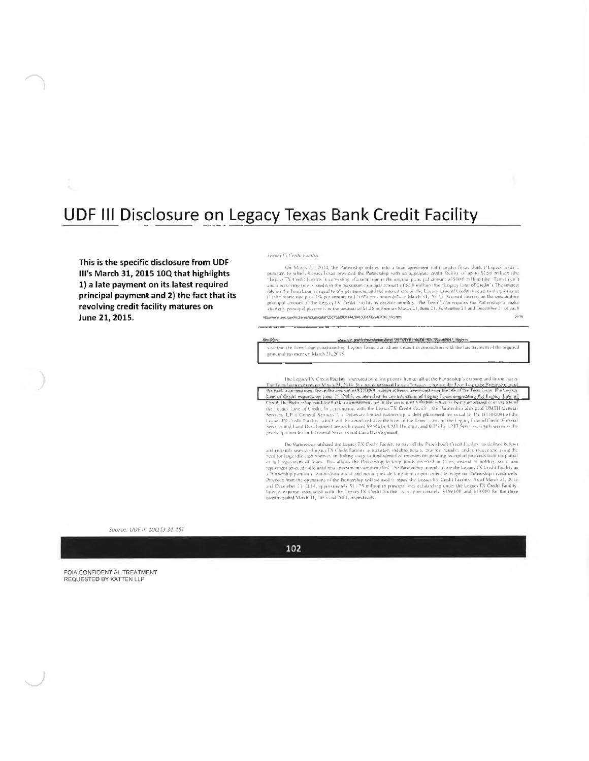# UDF III Disclosure on Legacy Texas Bank Credit Facility

**This is the specific disclosure from UDF III's March 31, 2015 10Q that highlights 1) a late payment on its latest required principal payment and 2) the fact that its revolving credit facility matures on June 21, 2015.**

*LegacyTX Credit Facility*

On March 21, 2014, the Partnership entered into a loan agreement with Legacy Texas Bank ("Legacy Texas") pursuant to which Legacy Texas provided the Partnership with an aggregate credit facility of up to $15.0 million (the "Legacy TX Credit Facility") consisting of a term loan in the original principal amount of $10.0 million (the "Term Loan") and a revolving line of credit in the maximum principal amount of $5.0 million (the "Legacy Line of Credit"). The interest rate on the Term Loan is equal to 6% per annum, and the interest rate on the Legacy Line of Credit is equal to the greater of (1) the prime rate plus 1% per annum, or (2) 6% per annum (6% at March 31, 2015). Accrued interest on the outstanding principal amount of the Legacy TX Credit Facility is payable monthly. The Term Loan requires the Partnership to make quarterly principal payments in the amount of $1.25 million on March 21, June 21, September 21 and December 21 of each

year that the Term Loan is outstanding. Legacy Texas waived any default in connection with the late payment of the required principal payment on March 21, 2015.

The Legacy TX Credit Facility is secured by a first priority lien on all of the Partnership's existing and future assets. The Term Loan matures on March 21, 2016. In consideration of Legacy Texas originating the Term Loan, the Partnership paid the bank a commitment fee in the amount of $100,000, which is being amortized over the life of the Term Loan. The Legacy Line of Credit matures on June 21, 2015. In consideration of Legacy Texas originating the Legacy Line of Credit, the Partnership paid the bank a commitment fee in the amount of $50,000, which is being amortized over the life of the Legacy Line of Credit. In conjunction with the Legacy TX Credit Facility, the Partnership also paid UMTH General Services, L.P. ("General Services"), a Delaware limited partnership, a debt placement fee equal to 1% ($150,000) of the Legacy TX Credit Facility, which will be amortized over the lives of the Term Loan and the Legacy Line of Credit. General Services and Land Development are each owned 99.9% by UMT Holdings and 0.1% by UMT Services, which serves as the general partner for both General Services and Land Development.

The Partnership utilized the Legacy TX Credit Facility to pay off the Prosperity Credit Facility (as defined below) and currently uses the Legacy TX Credit Facility as transitory indebtedness to provide liquidity and to reduce and avoid the need for large idle cash reserves, including usage to fund identified investments pending receipt of proceeds from the partial or full repayment of loans. This allows the Partnership to keep funds invested in loans, instead of holding such loan repayment proceeds idle until new investments are identified. The Partnership intends to use the Legacy TX Credit Facility as a Partnership portfolio administration tool and not to provide long-term or permanent leverage on Partnership investments. Proceeds from the operations of the Partnership will be used to repay the Legacy TX Credit Facility. As of March 31, 2015 and December 31, 2014, approximately $11.25 million in principal was outstanding under the Legacy TX Credit Facility. Interest expense associated with the Legacy TX Credit Facility was approximately $169,000 and $10,000 for the three months ended March 31, 2015 and 2014, respectively.

*Source: UDF III 10Q (3.31.15)*

FOIA CONFIDENTIAL TREATMENT
REQUESTED BY KATTEN LLP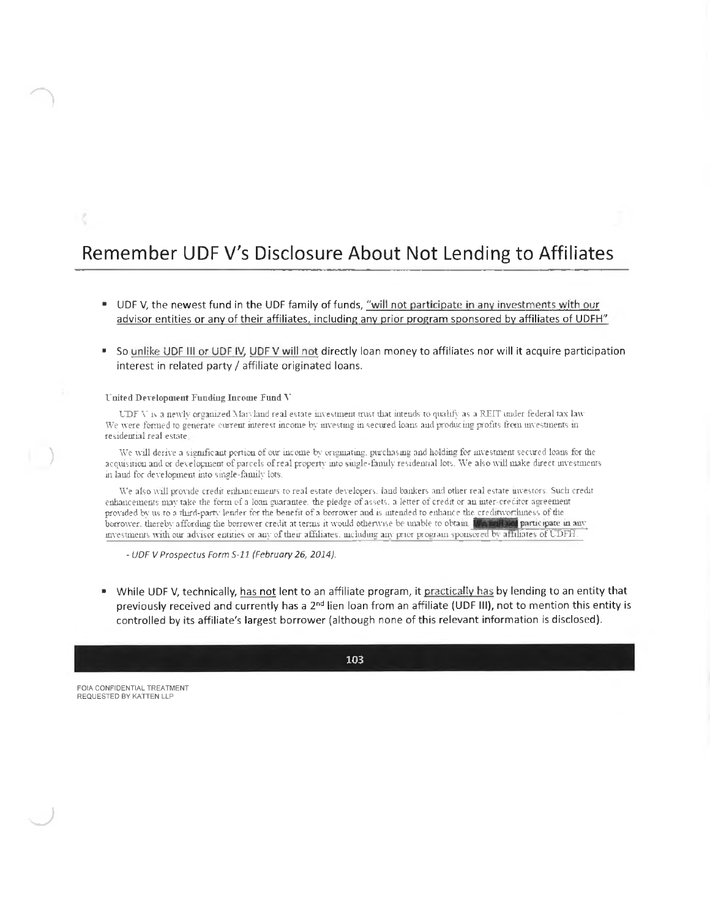# Remember UDF V's Disclosure About Not Lending to Affiliates

- UDF V, the newest fund in the UDF family of funds, "will not participate in any investments with our advisor entities or any of their affiliates, including any prior program sponsored by affiliates of UDFH"
- So unlike UDF III or UDF IV, UDF V will not directly loan money to affiliates nor will it acquire participation interest in related party / affiliate originated loans.

**United Development Funding Income Fund V**

UDF V is a newly organized Maryland real estate investment trust that intends to qualify as a REIT under federal tax law. We were formed to generate current interest income by investing in secured loans and producing profits from investments in residential real estate.

We will derive a significant portion of our income by originating, purchasing and holding for investment secured loans for the acquisition and or development of parcels of real property into single-family residential lots. We also will make direct investments in land for development into single-family lots.

We also will provide credit enhancements to real estate developers, land bankers and other real estate investors. Such credit enhancements may take the form of a loan guarantee, the pledge of assets, a letter of credit or an inter-creditor agreement provided by us to a third-party lender for the benefit of a borrower and is intended to enhance the creditworthiness of the borrower, thereby affording the borrower credit at terms it would otherwise be unable to obtain. We will not participate in any investments with our advisor entities or any of their affiliates, including any prior program sponsored by affiliates of UDFH.

*- UDF V Prospectus Form S-11 (February 26, 2014).*

- While UDF V, technically, has not lent to an affiliate program, it practically has by lending to an entity that previously received and currently has a 2nd lien loan from an affiliate (UDF III), not to mention this entity is controlled by its affiliate's largest borrower (although none of this relevant information is disclosed).

FOIA CONFIDENTIAL TREATMENT REQUESTED BY KATTEN LLP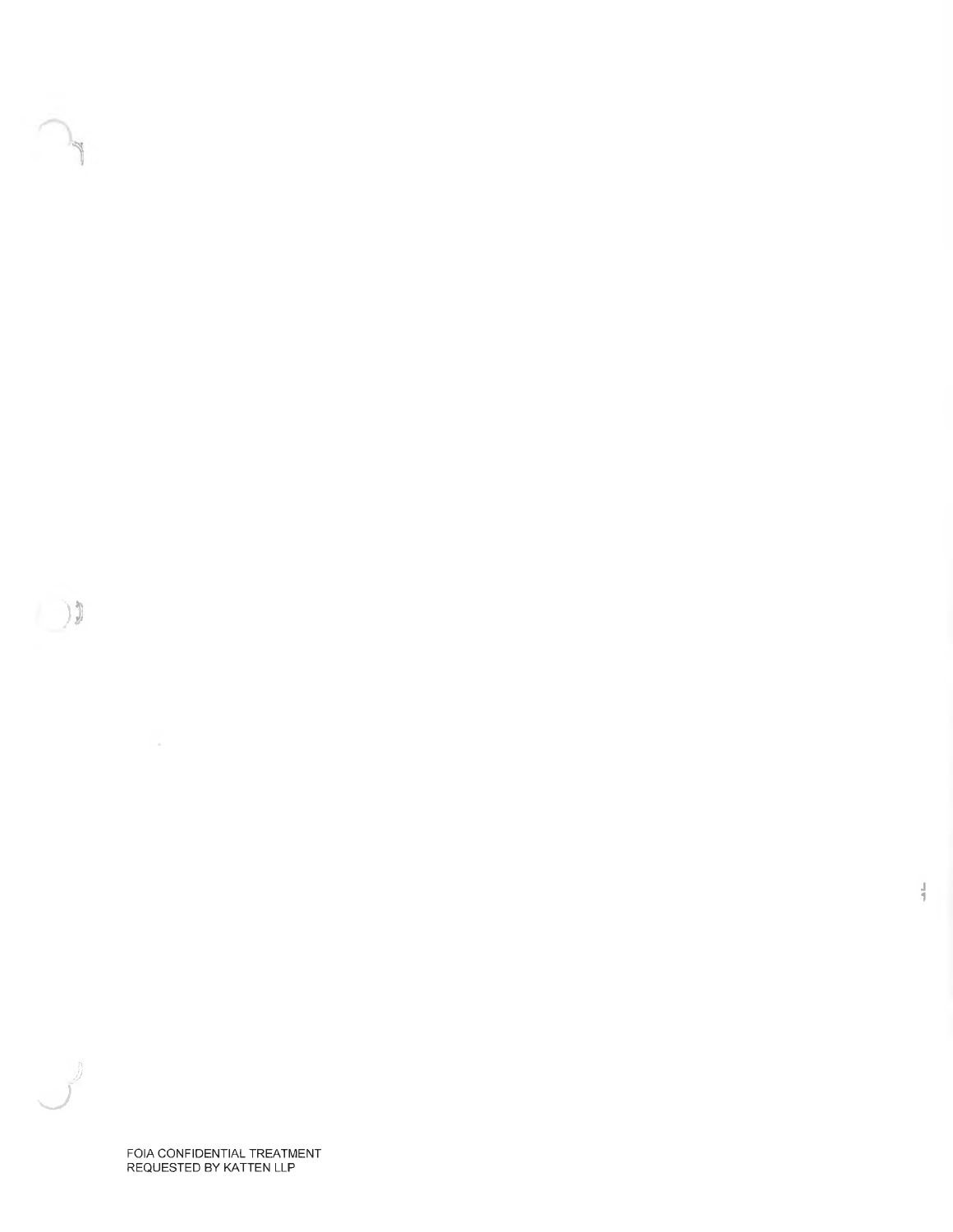FOIA CONFIDENTIAL TREATMENT
REQUESTED BY KATTEN LLP